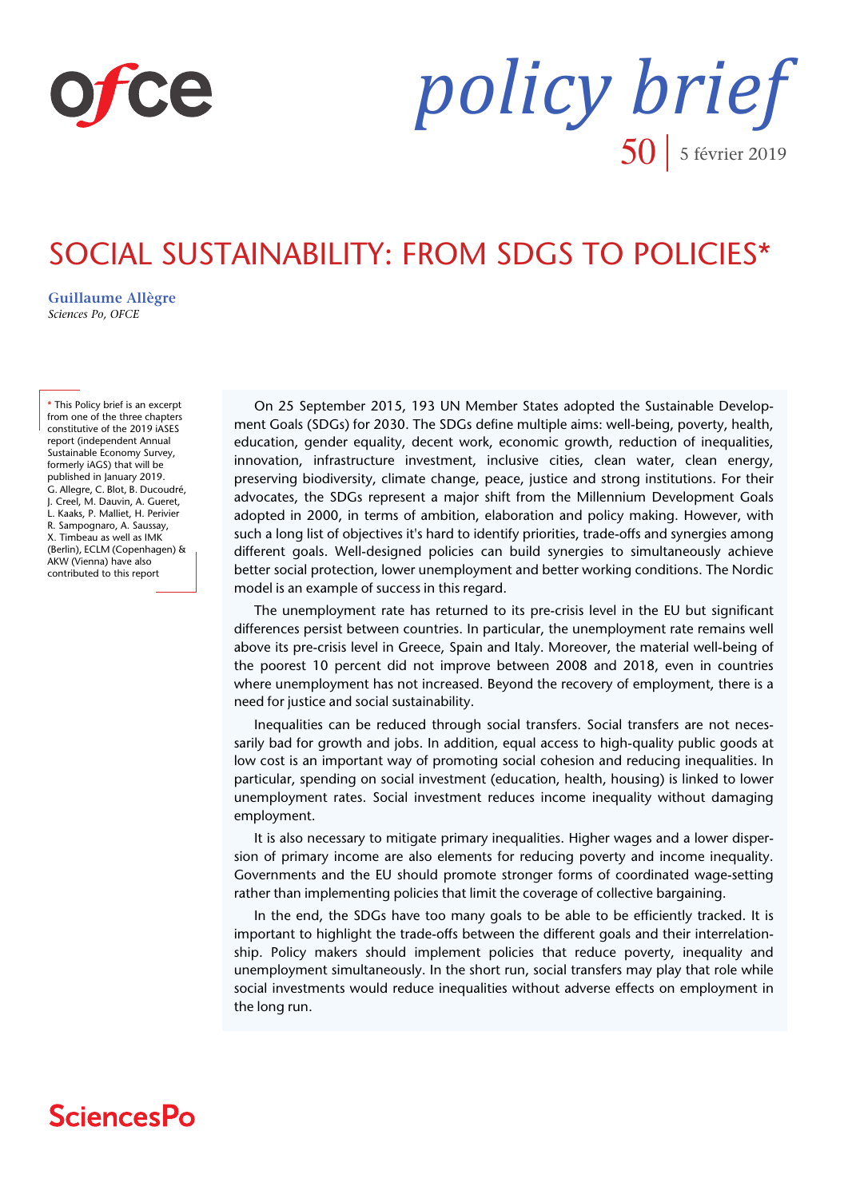ofce

# policy brief

50 | 5 février 2019

## SOCIAL SUSTAINABILITY: FROM SDGS TO POLICIES*

**Guillaume Allègre**
*Sciences Po, OFCE*

\* This Policy brief is an excerpt from one of the three chapters constitutive of the 2019 iASES report (independent Annual Sustainable Economy Survey, formerly iAGS) that will be published in January 2019. G. Allegre, C. Blot, B. Ducoudré, J. Creel, M. Dauvin, A. Gueret, L. Kaaks, P. Malliet, H. Perivier R. Sampognaro, A. Saussay, X. Timbeau as well as IMK (Berlin), ECLM (Copenhagen) & AKW (Vienna) have also contributed to this report

On 25 September 2015, 193 UN Member States adopted the Sustainable Development Goals (SDGs) for 2030. The SDGs define multiple aims: well-being, poverty, health, education, gender equality, decent work, economic growth, reduction of inequalities, innovation, infrastructure investment, inclusive cities, clean water, clean energy, preserving biodiversity, climate change, peace, justice and strong institutions. For their advocates, the SDGs represent a major shift from the Millennium Development Goals adopted in 2000, in terms of ambition, elaboration and policy making. However, with such a long list of objectives it's hard to identify priorities, trade-offs and synergies among different goals. Well-designed policies can build synergies to simultaneously achieve better social protection, lower unemployment and better working conditions. The Nordic model is an example of success in this regard.

The unemployment rate has returned to its pre-crisis level in the EU but significant differences persist between countries. In particular, the unemployment rate remains well above its pre-crisis level in Greece, Spain and Italy. Moreover, the material well-being of the poorest 10 percent did not improve between 2008 and 2018, even in countries where unemployment has not increased. Beyond the recovery of employment, there is a need for justice and social sustainability.

Inequalities can be reduced through social transfers. Social transfers are not necessarily bad for growth and jobs. In addition, equal access to high-quality public goods at low cost is an important way of promoting social cohesion and reducing inequalities. In particular, spending on social investment (education, health, housing) is linked to lower unemployment rates. Social investment reduces income inequality without damaging employment.

It is also necessary to mitigate primary inequalities. Higher wages and a lower dispersion of primary income are also elements for reducing poverty and income inequality. Governments and the EU should promote stronger forms of coordinated wage-setting rather than implementing policies that limit the coverage of collective bargaining.

In the end, the SDGs have too many goals to be able to be efficiently tracked. It is important to highlight the trade-offs between the different goals and their interrelationship. Policy makers should implement policies that reduce poverty, inequality and unemployment simultaneously. In the short run, social transfers may play that role while social investments would reduce inequalities without adverse effects on employment in the long run.

SciencesPo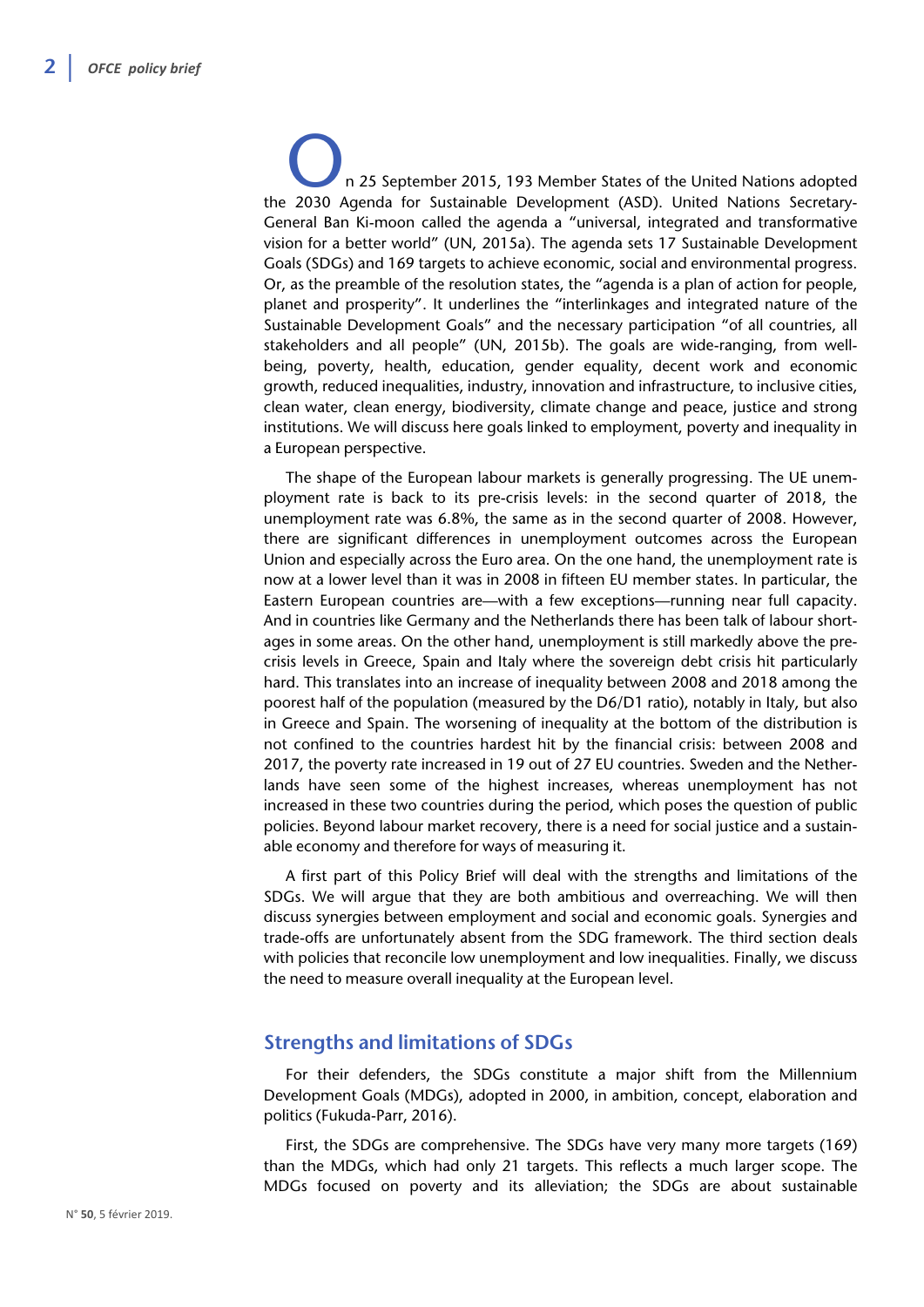On 25 September 2015, 193 Member States of the United Nations adopted the 2030 Agenda for Sustainable Development (ASD). United Nations Secretary-General Ban Ki-moon called the agenda a "universal, integrated and transformative vision for a better world" (UN, 2015a). The agenda sets 17 Sustainable Development Goals (SDGs) and 169 targets to achieve economic, social and environmental progress. Or, as the preamble of the resolution states, the "agenda is a plan of action for people, planet and prosperity". It underlines the "interlinkages and integrated nature of the Sustainable Development Goals" and the necessary participation "of all countries, all stakeholders and all people" (UN, 2015b). The goals are wide-ranging, from well-being, poverty, health, education, gender equality, decent work and economic growth, reduced inequalities, industry, innovation and infrastructure, to inclusive cities, clean water, clean energy, biodiversity, climate change and peace, justice and strong institutions. We will discuss here goals linked to employment, poverty and inequality in a European perspective.

The shape of the European labour markets is generally progressing. The UE unemployment rate is back to its pre-crisis levels: in the second quarter of 2018, the unemployment rate was 6.8%, the same as in the second quarter of 2008. However, there are significant differences in unemployment outcomes across the European Union and especially across the Euro area. On the one hand, the unemployment rate is now at a lower level than it was in 2008 in fifteen EU member states. In particular, the Eastern European countries are—with a few exceptions—running near full capacity. And in countries like Germany and the Netherlands there has been talk of labour shortages in some areas. On the other hand, unemployment is still markedly above the pre-crisis levels in Greece, Spain and Italy where the sovereign debt crisis hit particularly hard. This translates into an increase of inequality between 2008 and 2018 among the poorest half of the population (measured by the D6/D1 ratio), notably in Italy, but also in Greece and Spain. The worsening of inequality at the bottom of the distribution is not confined to the countries hardest hit by the financial crisis: between 2008 and 2017, the poverty rate increased in 19 out of 27 EU countries. Sweden and the Netherlands have seen some of the highest increases, whereas unemployment has not increased in these two countries during the period, which poses the question of public policies. Beyond labour market recovery, there is a need for social justice and a sustainable economy and therefore for ways of measuring it.

A first part of this Policy Brief will deal with the strengths and limitations of the SDGs. We will argue that they are both ambitious and overreaching. We will then discuss synergies between employment and social and economic goals. Synergies and trade-offs are unfortunately absent from the SDG framework. The third section deals with policies that reconcile low unemployment and low inequalities. Finally, we discuss the need to measure overall inequality at the European level.

## Strengths and limitations of SDGs

For their defenders, the SDGs constitute a major shift from the Millennium Development Goals (MDGs), adopted in 2000, in ambition, concept, elaboration and politics (Fukuda-Parr, 2016).

First, the SDGs are comprehensive. The SDGs have very many more targets (169) than the MDGs, which had only 21 targets. This reflects a much larger scope. The MDGs focused on poverty and its alleviation; the SDGs are about sustainable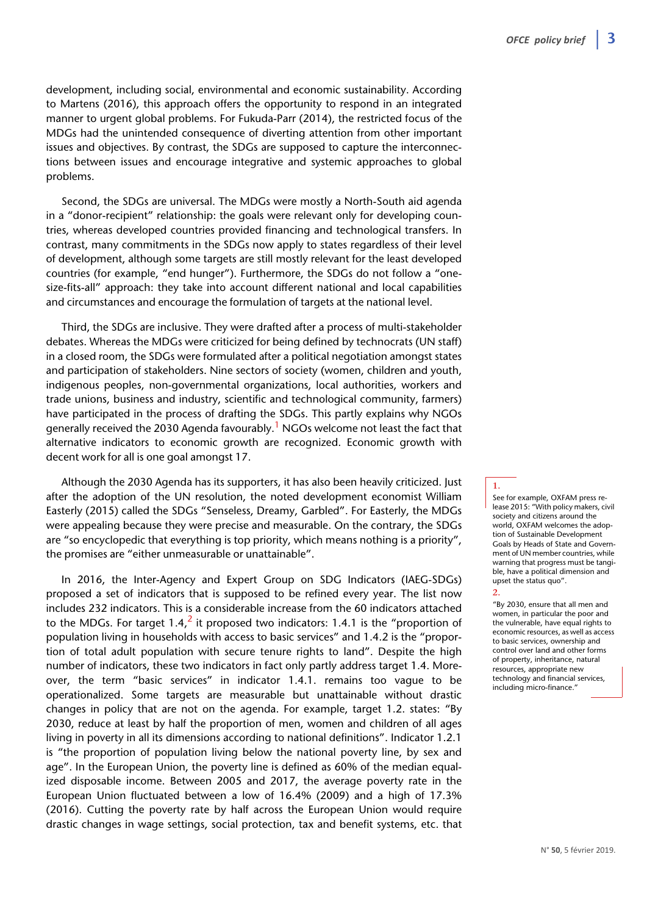development, including social, environmental and economic sustainability. According to Martens (2016), this approach offers the opportunity to respond in an integrated manner to urgent global problems. For Fukuda-Parr (2014), the restricted focus of the MDGs had the unintended consequence of diverting attention from other important issues and objectives. By contrast, the SDGs are supposed to capture the interconnections between issues and encourage integrative and systemic approaches to global problems.

Second, the SDGs are universal. The MDGs were mostly a North-South aid agenda in a "donor-recipient" relationship: the goals were relevant only for developing countries, whereas developed countries provided financing and technological transfers. In contrast, many commitments in the SDGs now apply to states regardless of their level of development, although some targets are still mostly relevant for the least developed countries (for example, "end hunger"). Furthermore, the SDGs do not follow a "one-size-fits-all" approach: they take into account different national and local capabilities and circumstances and encourage the formulation of targets at the national level.

Third, the SDGs are inclusive. They were drafted after a process of multi-stakeholder debates. Whereas the MDGs were criticized for being defined by technocrats (UN staff) in a closed room, the SDGs were formulated after a political negotiation amongst states and participation of stakeholders. Nine sectors of society (women, children and youth, indigenous peoples, non-governmental organizations, local authorities, workers and trade unions, business and industry, scientific and technological community, farmers) have participated in the process of drafting the SDGs. This partly explains why NGOs generally received the 2030 Agenda favourably.[1] NGOs welcome not least the fact that alternative indicators to economic growth are recognized. Economic growth with decent work for all is one goal amongst 17.

Although the 2030 Agenda has its supporters, it has also been heavily criticized. Just after the adoption of the UN resolution, the noted development economist William Easterly (2015) called the SDGs "Senseless, Dreamy, Garbled". For Easterly, the MDGs were appealing because they were precise and measurable. On the contrary, the SDGs are "so encyclopedic that everything is top priority, which means nothing is a priority", the promises are "either unmeasurable or unattainable".

In 2016, the Inter-Agency and Expert Group on SDG Indicators (IAEG-SDGs) proposed a set of indicators that is supposed to be refined every year. The list now includes 232 indicators. This is a considerable increase from the 60 indicators attached to the MDGs. For target 1.4,[2] it proposed two indicators: 1.4.1 is the "proportion of population living in households with access to basic services" and 1.4.2 is the "proportion of total adult population with secure tenure rights to land". Despite the high number of indicators, these two indicators in fact only partly address target 1.4. Moreover, the term "basic services" in indicator 1.4.1. remains too vague to be operationalized. Some targets are measurable but unattainable without drastic changes in policy that are not on the agenda. For example, target 1.2. states: "By 2030, reduce at least by half the proportion of men, women and children of all ages living in poverty in all its dimensions according to national definitions". Indicator 1.2.1 is "the proportion of population living below the national poverty line, by sex and age". In the European Union, the poverty line is defined as 60% of the median equalized disposable income. Between 2005 and 2017, the average poverty rate in the European Union fluctuated between a low of 16.4% (2009) and a high of 17.3% (2016). Cutting the poverty rate by half across the European Union would require drastic changes in wage settings, social protection, tax and benefit systems, etc. that

---

1. See for example, OXFAM press release 2015: "With policy makers, civil society and citizens around the world, OXFAM welcomes the adoption of Sustainable Development Goals by Heads of State and Government of UN member countries, while warning that progress must be tangible, have a political dimension and upset the status quo".

2. "By 2030, ensure that all men and women, in particular the poor and the vulnerable, have equal rights to economic resources, as well as access to basic services, ownership and control over land and other forms of property, inheritance, natural resources, appropriate new technology and financial services, including micro-finance."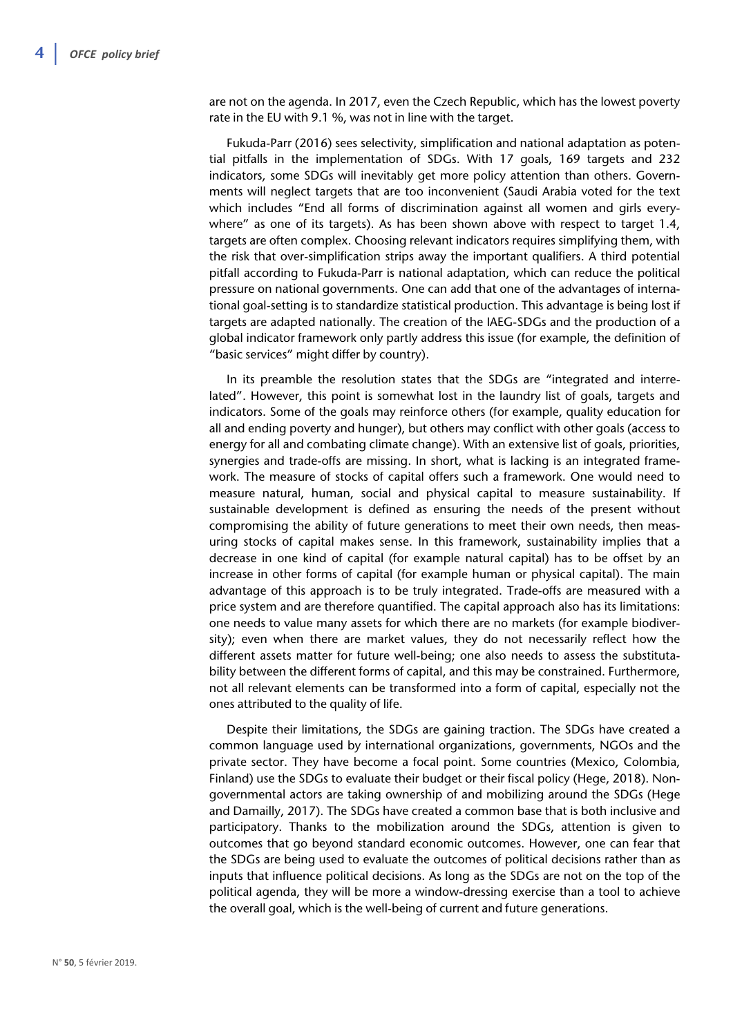are not on the agenda. In 2017, even the Czech Republic, which has the lowest poverty rate in the EU with 9.1 %, was not in line with the target.

Fukuda-Parr (2016) sees selectivity, simplification and national adaptation as potential pitfalls in the implementation of SDGs. With 17 goals, 169 targets and 232 indicators, some SDGs will inevitably get more policy attention than others. Governments will neglect targets that are too inconvenient (Saudi Arabia voted for the text which includes "End all forms of discrimination against all women and girls everywhere" as one of its targets). As has been shown above with respect to target 1.4, targets are often complex. Choosing relevant indicators requires simplifying them, with the risk that over-simplification strips away the important qualifiers. A third potential pitfall according to Fukuda-Parr is national adaptation, which can reduce the political pressure on national governments. One can add that one of the advantages of international goal-setting is to standardize statistical production. This advantage is being lost if targets are adapted nationally. The creation of the IAEG-SDGs and the production of a global indicator framework only partly address this issue (for example, the definition of "basic services" might differ by country).

In its preamble the resolution states that the SDGs are "integrated and interrelated". However, this point is somewhat lost in the laundry list of goals, targets and indicators. Some of the goals may reinforce others (for example, quality education for all and ending poverty and hunger), but others may conflict with other goals (access to energy for all and combating climate change). With an extensive list of goals, priorities, synergies and trade-offs are missing. In short, what is lacking is an integrated framework. The measure of stocks of capital offers such a framework. One would need to measure natural, human, social and physical capital to measure sustainability. If sustainable development is defined as ensuring the needs of the present without compromising the ability of future generations to meet their own needs, then measuring stocks of capital makes sense. In this framework, sustainability implies that a decrease in one kind of capital (for example natural capital) has to be offset by an increase in other forms of capital (for example human or physical capital). The main advantage of this approach is to be truly integrated. Trade-offs are measured with a price system and are therefore quantified. The capital approach also has its limitations: one needs to value many assets for which there are no markets (for example biodiversity); even when there are market values, they do not necessarily reflect how the different assets matter for future well-being; one also needs to assess the substitutability between the different forms of capital, and this may be constrained. Furthermore, not all relevant elements can be transformed into a form of capital, especially not the ones attributed to the quality of life.

Despite their limitations, the SDGs are gaining traction. The SDGs have created a common language used by international organizations, governments, NGOs and the private sector. They have become a focal point. Some countries (Mexico, Colombia, Finland) use the SDGs to evaluate their budget or their fiscal policy (Hege, 2018). Non-governmental actors are taking ownership of and mobilizing around the SDGs (Hege and Damailly, 2017). The SDGs have created a common base that is both inclusive and participatory. Thanks to the mobilization around the SDGs, attention is given to outcomes that go beyond standard economic outcomes. However, one can fear that the SDGs are being used to evaluate the outcomes of political decisions rather than as inputs that influence political decisions. As long as the SDGs are not on the top of the political agenda, they will be more a window-dressing exercise than a tool to achieve the overall goal, which is the well-being of current and future generations.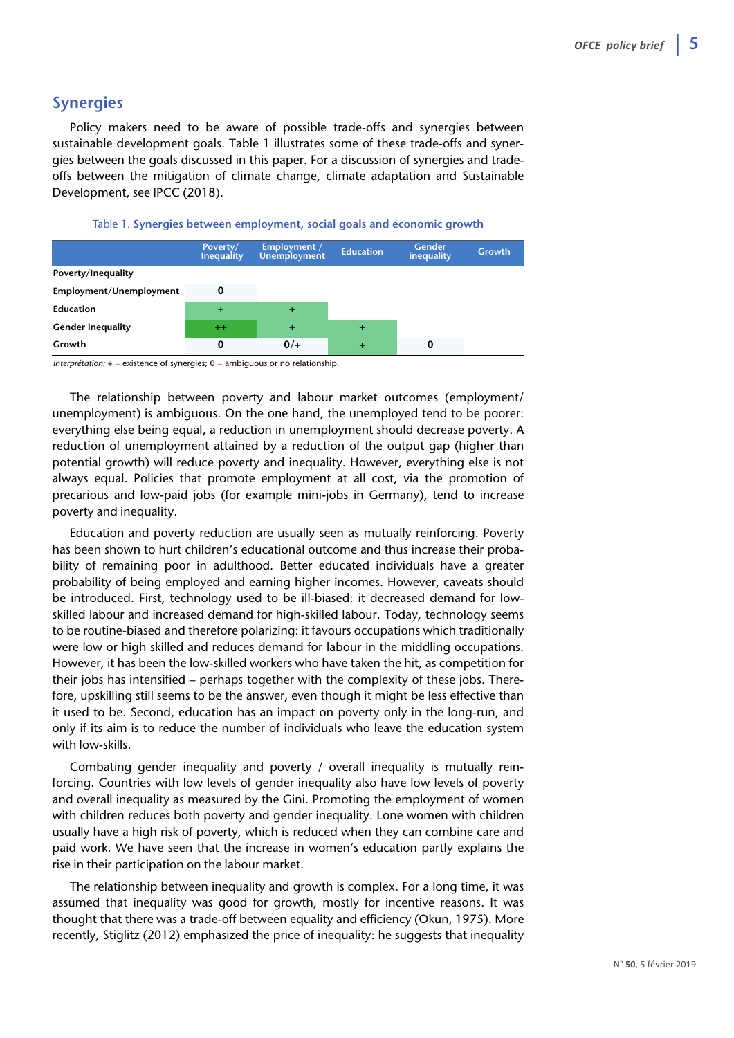## Synergies

Policy makers need to be aware of possible trade-offs and synergies between sustainable development goals. Table 1 illustrates some of these trade-offs and synergies between the goals discussed in this paper. For a discussion of synergies and trade-offs between the mitigation of climate change, climate adaptation and Sustainable Development, see IPCC (2018).

Table 1. **Synergies between employment, social goals and economic growth**

| | Poverty/ Inequality | Employment / Unemployment | Education | Gender inequality | Growth |
|---|---|---|---|---|---|
| **Poverty/Inequality** | | | | | |
| **Employment/Unemployment** | 0 | | | | |
| **Education** | + | + | | | |
| **Gender inequality** | ++ | + | + | | |
| **Growth** | 0 | 0/+ | + | 0 | |

*Interprétation:* + = existence of synergies; 0 = ambiguous or no relationship.

The relationship between poverty and labour market outcomes (employment/unemployment) is ambiguous. On the one hand, the unemployed tend to be poorer: everything else being equal, a reduction in unemployment should decrease poverty. A reduction of unemployment attained by a reduction of the output gap (higher than potential growth) will reduce poverty and inequality. However, everything else is not always equal. Policies that promote employment at all cost, via the promotion of precarious and low-paid jobs (for example mini-jobs in Germany), tend to increase poverty and inequality.

Education and poverty reduction are usually seen as mutually reinforcing. Poverty has been shown to hurt children's educational outcome and thus increase their probability of remaining poor in adulthood. Better educated individuals have a greater probability of being employed and earning higher incomes. However, caveats should be introduced. First, technology used to be ill-biased: it decreased demand for low-skilled labour and increased demand for high-skilled labour. Today, technology seems to be routine-biased and therefore polarizing: it favours occupations which traditionally were low or high skilled and reduces demand for labour in the middling occupations. However, it has been the low-skilled workers who have taken the hit, as competition for their jobs has intensified – perhaps together with the complexity of these jobs. Therefore, upskilling still seems to be the answer, even though it might be less effective than it used to be. Second, education has an impact on poverty only in the long-run, and only if its aim is to reduce the number of individuals who leave the education system with low-skills.

Combating gender inequality and poverty / overall inequality is mutually reinforcing. Countries with low levels of gender inequality also have low levels of poverty and overall inequality as measured by the Gini. Promoting the employment of women with children reduces both poverty and gender inequality. Lone women with children usually have a high risk of poverty, which is reduced when they can combine care and paid work. We have seen that the increase in women's education partly explains the rise in their participation on the labour market.

The relationship between inequality and growth is complex. For a long time, it was assumed that inequality was good for growth, mostly for incentive reasons. It was thought that there was a trade-off between equality and efficiency (Okun, 1975). More recently, Stiglitz (2012) emphasized the price of inequality: he suggests that inequality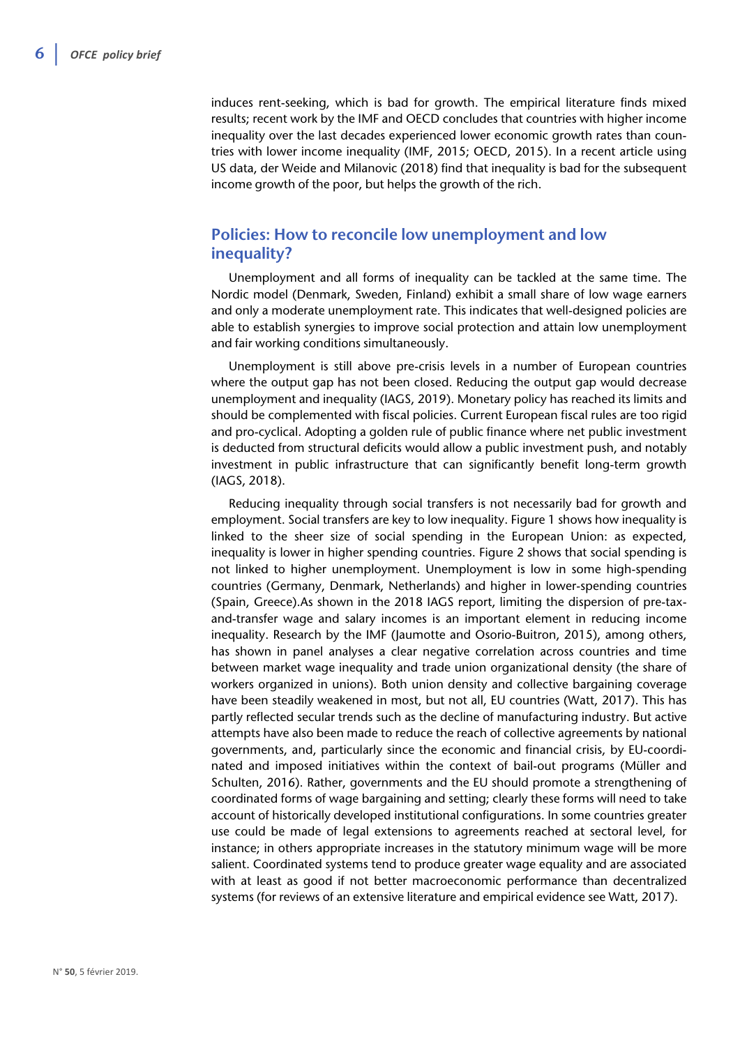induces rent-seeking, which is bad for growth. The empirical literature finds mixed results; recent work by the IMF and OECD concludes that countries with higher income inequality over the last decades experienced lower economic growth rates than countries with lower income inequality (IMF, 2015; OECD, 2015). In a recent article using US data, der Weide and Milanovic (2018) find that inequality is bad for the subsequent income growth of the poor, but helps the growth of the rich.

## Policies: How to reconcile low unemployment and low inequality?

Unemployment and all forms of inequality can be tackled at the same time. The Nordic model (Denmark, Sweden, Finland) exhibit a small share of low wage earners and only a moderate unemployment rate. This indicates that well-designed policies are able to establish synergies to improve social protection and attain low unemployment and fair working conditions simultaneously.

Unemployment is still above pre-crisis levels in a number of European countries where the output gap has not been closed. Reducing the output gap would decrease unemployment and inequality (IAGS, 2019). Monetary policy has reached its limits and should be complemented with fiscal policies. Current European fiscal rules are too rigid and pro-cyclical. Adopting a golden rule of public finance where net public investment is deducted from structural deficits would allow a public investment push, and notably investment in public infrastructure that can significantly benefit long-term growth (IAGS, 2018).

Reducing inequality through social transfers is not necessarily bad for growth and employment. Social transfers are key to low inequality. Figure 1 shows how inequality is linked to the sheer size of social spending in the European Union: as expected, inequality is lower in higher spending countries. Figure 2 shows that social spending is not linked to higher unemployment. Unemployment is low in some high-spending countries (Germany, Denmark, Netherlands) and higher in lower-spending countries (Spain, Greece).As shown in the 2018 IAGS report, limiting the dispersion of pre-tax-and-transfer wage and salary incomes is an important element in reducing income inequality. Research by the IMF (Jaumotte and Osorio-Buitron, 2015), among others, has shown in panel analyses a clear negative correlation across countries and time between market wage inequality and trade union organizational density (the share of workers organized in unions). Both union density and collective bargaining coverage have been steadily weakened in most, but not all, EU countries (Watt, 2017). This has partly reflected secular trends such as the decline of manufacturing industry. But active attempts have also been made to reduce the reach of collective agreements by national governments, and, particularly since the economic and financial crisis, by EU-coordinated and imposed initiatives within the context of bail-out programs (Müller and Schulten, 2016). Rather, governments and the EU should promote a strengthening of coordinated forms of wage bargaining and setting; clearly these forms will need to take account of historically developed institutional configurations. In some countries greater use could be made of legal extensions to agreements reached at sectoral level, for instance; in others appropriate increases in the statutory minimum wage will be more salient. Coordinated systems tend to produce greater wage equality and are associated with at least as good if not better macroeconomic performance than decentralized systems (for reviews of an extensive literature and empirical evidence see Watt, 2017).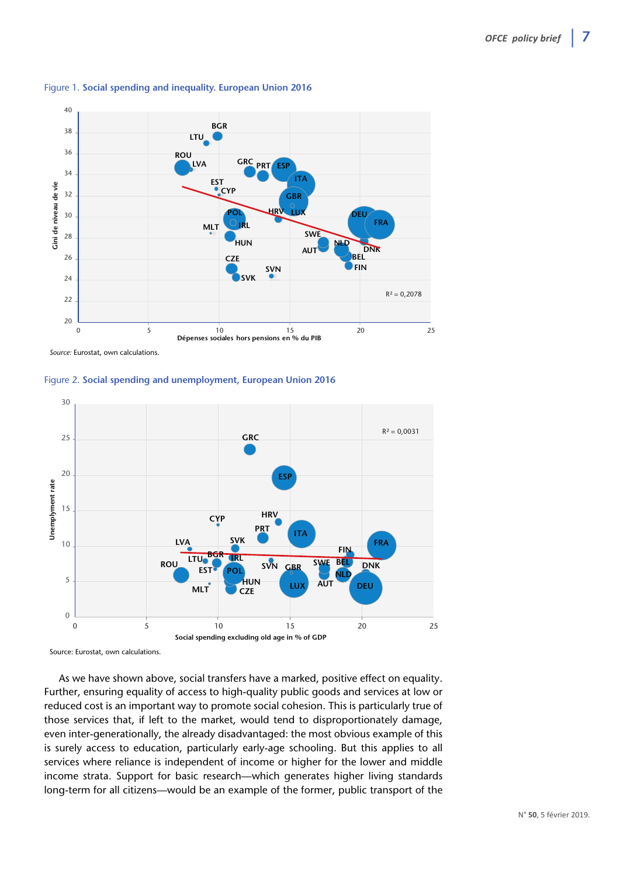Figure 1. **Social spending and inequality. European Union 2016**

Source: Eurostat, own calculations.

Figure 2. **Social spending and unemployment, European Union 2016**

Source: Eurostat, own calculations.

As we have shown above, social transfers have a marked, positive effect on equality. Further, ensuring equality of access to high-quality public goods and services at low or reduced cost is an important way to promote social cohesion. This is particularly true of those services that, if left to the market, would tend to disproportionately damage, even inter-generationally, the already disadvantaged: the most obvious example of this is surely access to education, particularly early-age schooling. But this applies to all services where reliance is independent of income or higher for the lower and middle income strata. Support for basic research—which generates higher living standards long-term for all citizens—would be an example of the former, public transport of the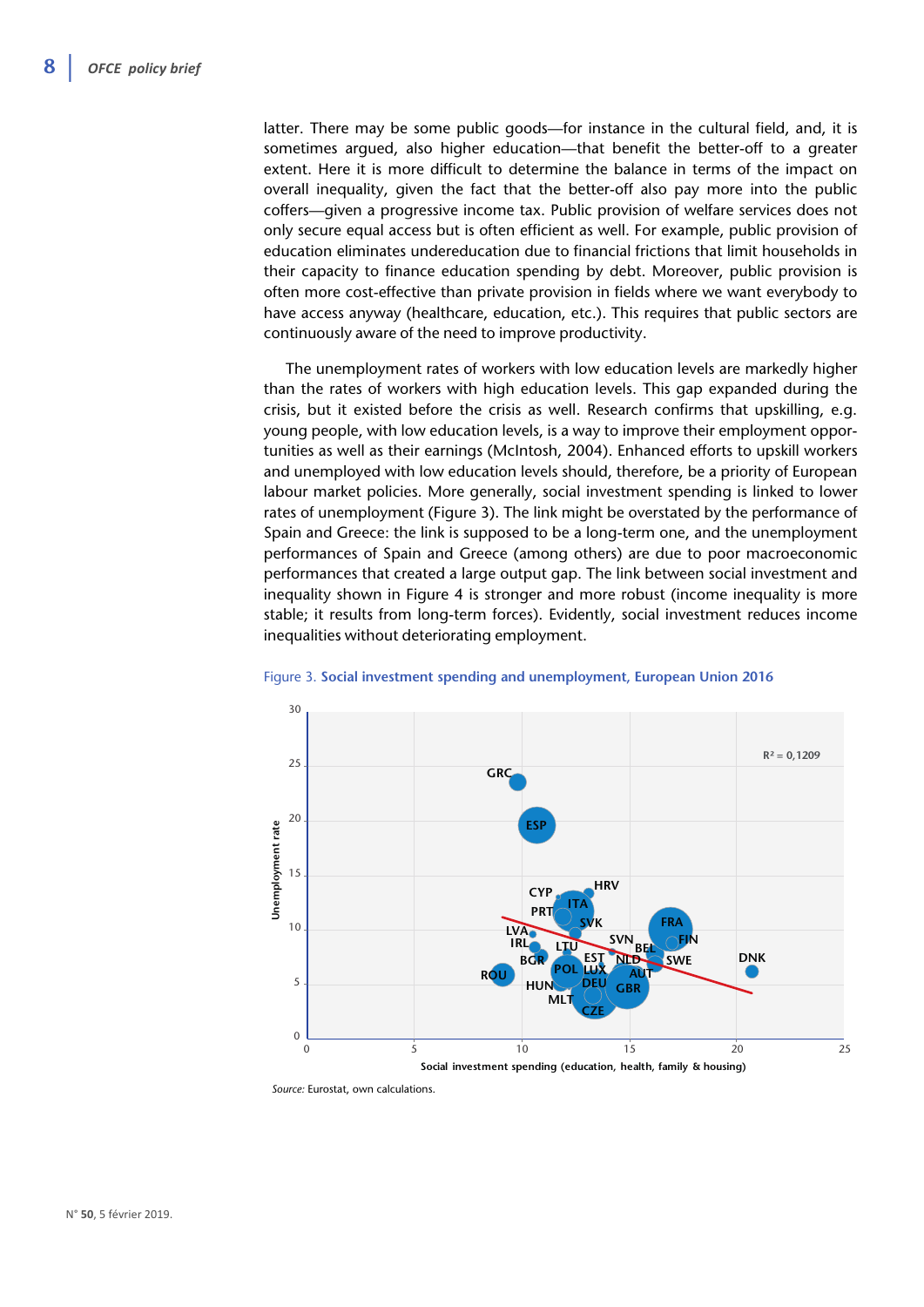latter. There may be some public goods—for instance in the cultural field, and, it is sometimes argued, also higher education—that benefit the better-off to a greater extent. Here it is more difficult to determine the balance in terms of the impact on overall inequality, given the fact that the better-off also pay more into the public coffers—given a progressive income tax. Public provision of welfare services does not only secure equal access but is often efficient as well. For example, public provision of education eliminates undereducation due to financial frictions that limit households in their capacity to finance education spending by debt. Moreover, public provision is often more cost-effective than private provision in fields where we want everybody to have access anyway (healthcare, education, etc.). This requires that public sectors are continuously aware of the need to improve productivity.

The unemployment rates of workers with low education levels are markedly higher than the rates of workers with high education levels. This gap expanded during the crisis, but it existed before the crisis as well. Research confirms that upskilling, e.g. young people, with low education levels, is a way to improve their employment opportunities as well as their earnings (McIntosh, 2004). Enhanced efforts to upskill workers and unemployed with low education levels should, therefore, be a priority of European labour market policies. More generally, social investment spending is linked to lower rates of unemployment (Figure 3). The link might be overstated by the performance of Spain and Greece: the link is supposed to be a long-term one, and the unemployment performances of Spain and Greece (among others) are due to poor macroeconomic performances that created a large output gap. The link between social investment and inequality shown in Figure 4 is stronger and more robust (income inequality is more stable; it results from long-term forces). Evidently, social investment reduces income inequalities without deteriorating employment.

Figure 3. **Social investment spending and unemployment, European Union 2016**

*Source:* Eurostat, own calculations.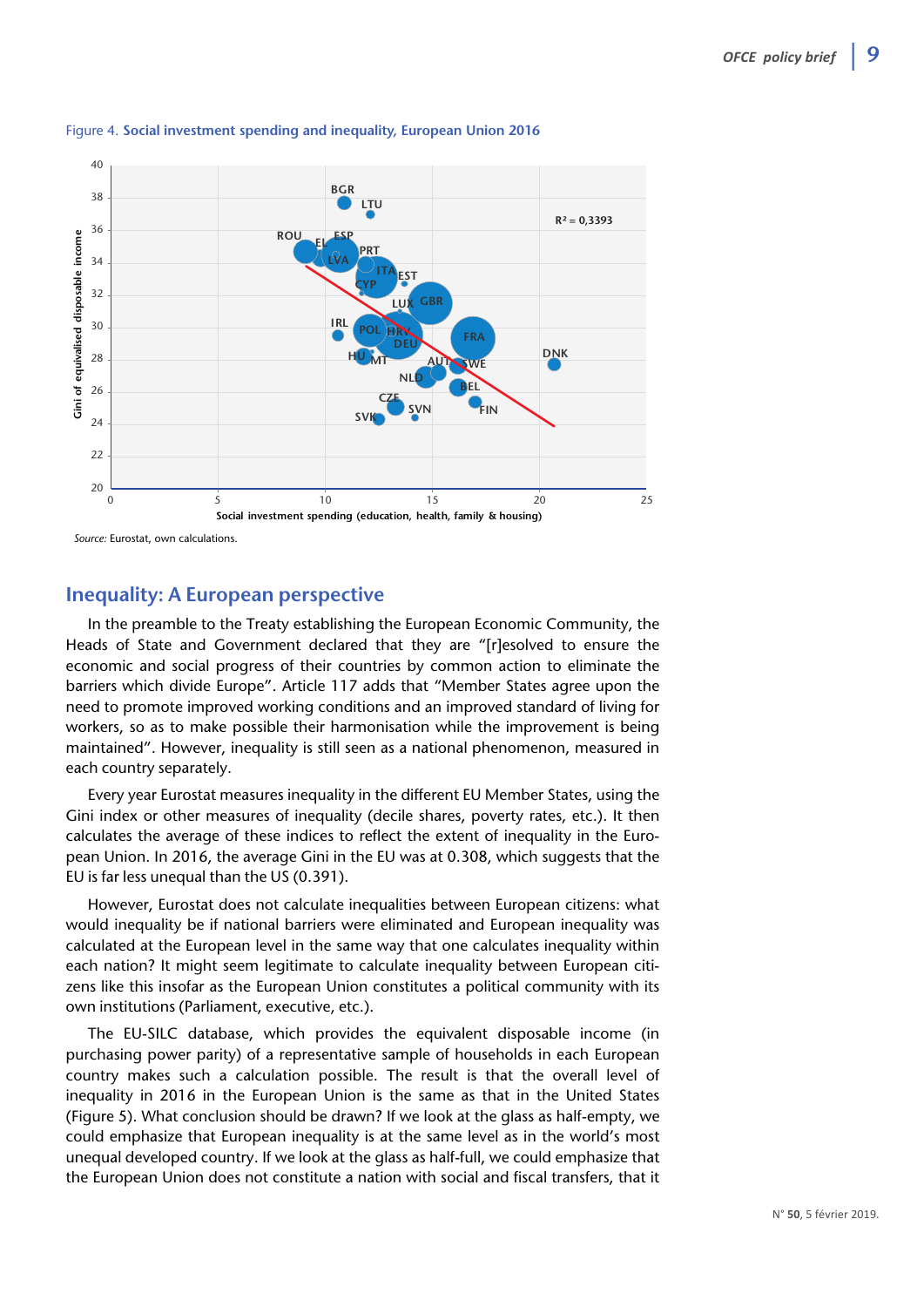Figure 4. **Social investment spending and inequality, European Union 2016**

*Source:* Eurostat, own calculations.

## Inequality: A European perspective

In the preamble to the Treaty establishing the European Economic Community, the Heads of State and Government declared that they are "[r]esolved to ensure the economic and social progress of their countries by common action to eliminate the barriers which divide Europe". Article 117 adds that "Member States agree upon the need to promote improved working conditions and an improved standard of living for workers, so as to make possible their harmonisation while the improvement is being maintained". However, inequality is still seen as a national phenomenon, measured in each country separately.

Every year Eurostat measures inequality in the different EU Member States, using the Gini index or other measures of inequality (decile shares, poverty rates, etc.). It then calculates the average of these indices to reflect the extent of inequality in the European Union. In 2016, the average Gini in the EU was at 0.308, which suggests that the EU is far less unequal than the US (0.391).

However, Eurostat does not calculate inequalities between European citizens: what would inequality be if national barriers were eliminated and European inequality was calculated at the European level in the same way that one calculates inequality within each nation? It might seem legitimate to calculate inequality between European citizens like this insofar as the European Union constitutes a political community with its own institutions (Parliament, executive, etc.).

The EU-SILC database, which provides the equivalent disposable income (in purchasing power parity) of a representative sample of households in each European country makes such a calculation possible. The result is that the overall level of inequality in 2016 in the European Union is the same as that in the United States (Figure 5). What conclusion should be drawn? If we look at the glass as half-empty, we could emphasize that European inequality is at the same level as in the world's most unequal developed country. If we look at the glass as half-full, we could emphasize that the European Union does not constitute a nation with social and fiscal transfers, that it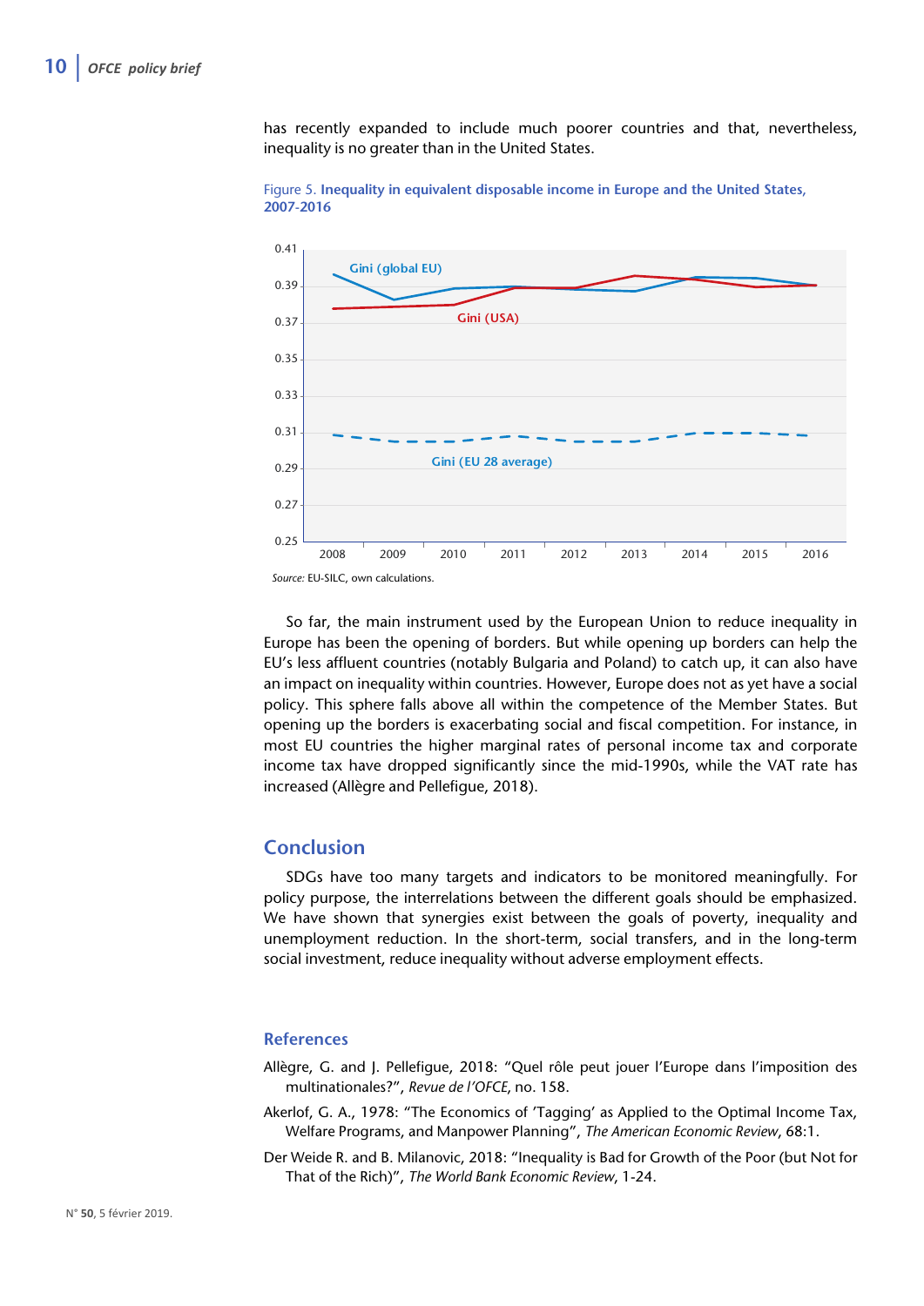has recently expanded to include much poorer countries and that, nevertheless, inequality is no greater than in the United States.

Figure 5. **Inequality in equivalent disposable income in Europe and the United States, 2007-2016**

*Source:* EU-SILC, own calculations.

So far, the main instrument used by the European Union to reduce inequality in Europe has been the opening of borders. But while opening up borders can help the EU's less affluent countries (notably Bulgaria and Poland) to catch up, it can also have an impact on inequality within countries. However, Europe does not as yet have a social policy. This sphere falls above all within the competence of the Member States. But opening up the borders is exacerbating social and fiscal competition. For instance, in most EU countries the higher marginal rates of personal income tax and corporate income tax have dropped significantly since the mid-1990s, while the VAT rate has increased (Allègre and Pellefigue, 2018).

## Conclusion

SDGs have too many targets and indicators to be monitored meaningfully. For policy purpose, the interrelations between the different goals should be emphasized. We have shown that synergies exist between the goals of poverty, inequality and unemployment reduction. In the short-term, social transfers, and in the long-term social investment, reduce inequality without adverse employment effects.

## References

Allègre, G. and J. Pellefigue, 2018: "Quel rôle peut jouer l'Europe dans l'imposition des multinationales?", *Revue de l'OFCE*, no. 158.

Akerlof, G. A., 1978: "The Economics of 'Tagging' as Applied to the Optimal Income Tax, Welfare Programs, and Manpower Planning", *The American Economic Review*, 68:1.

Der Weide R. and B. Milanovic, 2018: "Inequality is Bad for Growth of the Poor (but Not for That of the Rich)", *The World Bank Economic Review*, 1-24.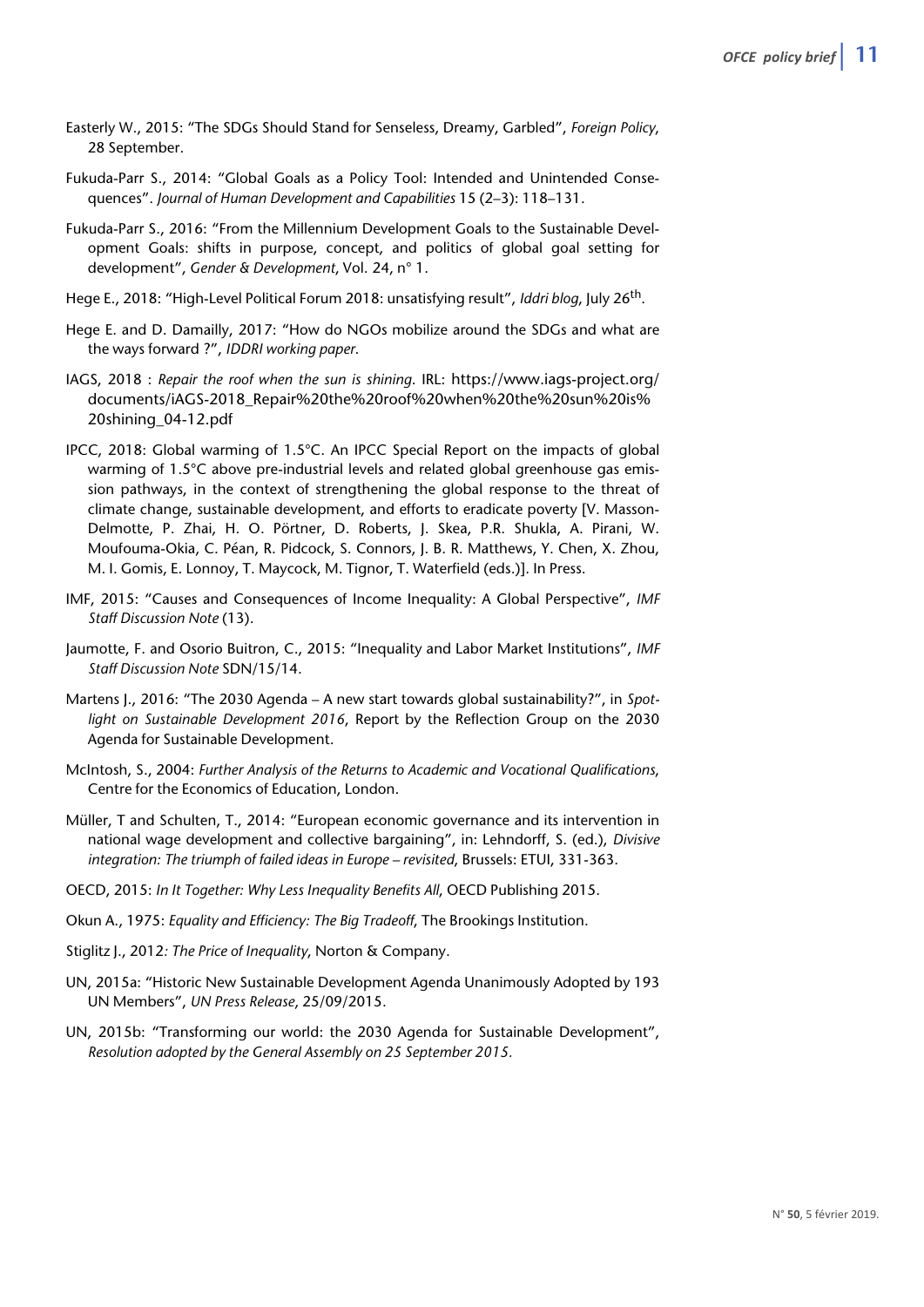Easterly W., 2015: "The SDGs Should Stand for Senseless, Dreamy, Garbled", *Foreign Policy*, 28 September.

Fukuda-Parr S., 2014: "Global Goals as a Policy Tool: Intended and Unintended Consequences". *Journal of Human Development and Capabilities* 15 (2–3): 118–131.

Fukuda-Parr S., 2016: "From the Millennium Development Goals to the Sustainable Development Goals: shifts in purpose, concept, and politics of global goal setting for development", *Gender & Development*, Vol. 24, n° 1.

Hege E., 2018: "High-Level Political Forum 2018: unsatisfying result", *Iddri blog*, July 26th.

Hege E. and D. Damailly, 2017: "How do NGOs mobilize around the SDGs and what are the ways forward ?", *IDDRI working paper*.

IAGS, 2018 : *Repair the roof when the sun is shining*. IRL: https://www.iags-project.org/documents/iAGS-2018_Repair%20the%20roof%20when%20the%20sun%20is%20shining_04-12.pdf

IPCC, 2018: Global warming of 1.5°C. An IPCC Special Report on the impacts of global warming of 1.5°C above pre-industrial levels and related global greenhouse gas emission pathways, in the context of strengthening the global response to the threat of climate change, sustainable development, and efforts to eradicate poverty [V. Masson-Delmotte, P. Zhai, H. O. Pörtner, D. Roberts, J. Skea, P.R. Shukla, A. Pirani, W. Moufouma-Okia, C. Péan, R. Pidcock, S. Connors, J. B. R. Matthews, Y. Chen, X. Zhou, M. I. Gomis, E. Lonnoy, T. Maycock, M. Tignor, T. Waterfield (eds.)]. In Press.

IMF, 2015: "Causes and Consequences of Income Inequality: A Global Perspective", *IMF Staff Discussion Note* (13).

Jaumotte, F. and Osorio Buitron, C., 2015: "Inequality and Labor Market Institutions", *IMF Staff Discussion Note* SDN/15/14.

Martens J., 2016: "The 2030 Agenda – A new start towards global sustainability?", in *Spotlight on Sustainable Development 2016*, Report by the Reflection Group on the 2030 Agenda for Sustainable Development.

McIntosh, S., 2004: *Further Analysis of the Returns to Academic and Vocational Qualifications*, Centre for the Economics of Education, London.

Müller, T and Schulten, T., 2014: "European economic governance and its intervention in national wage development and collective bargaining", in: Lehndorff, S. (ed.), *Divisive integration: The triumph of failed ideas in Europe – revisited*, Brussels: ETUI, 331-363.

OECD, 2015: *In It Together: Why Less Inequality Benefits All*, OECD Publishing 2015.

Okun A., 1975: *Equality and Efficiency: The Big Tradeoff*, The Brookings Institution.

Stiglitz J., 2012*: The Price of Inequality*, Norton & Company.

UN, 2015a: "Historic New Sustainable Development Agenda Unanimously Adopted by 193 UN Members", *UN Press Release*, 25/09/2015.

UN, 2015b: "Transforming our world: the 2030 Agenda for Sustainable Development", *Resolution adopted by the General Assembly on 25 September 2015*.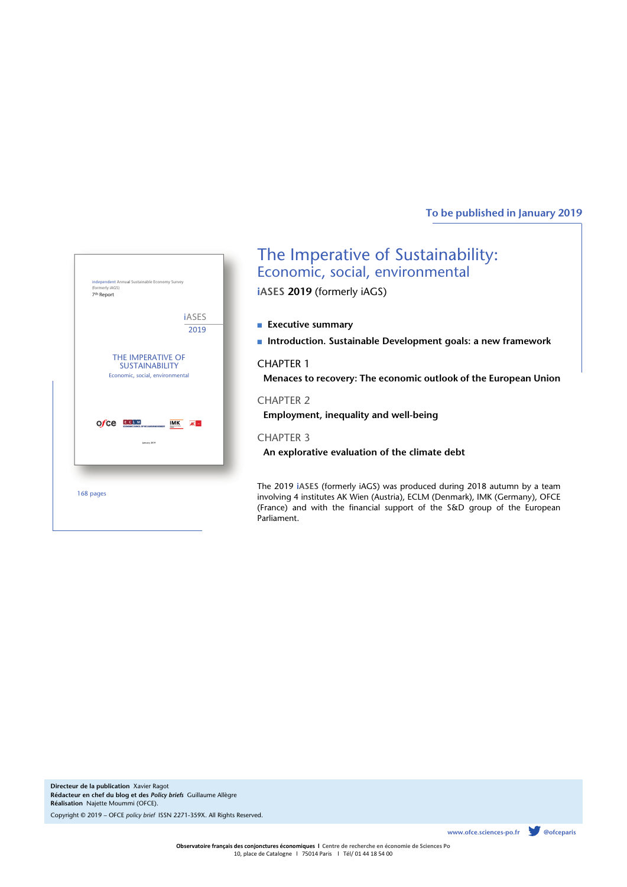**To be published in January 2019**

independent Annual Sustainable Economy Survey
(formerly iAGS)
7th Report

iASES
2019

THE IMPERATIVE OF SUSTAINABILITY
Economic, social, environmental

January 2019

168 pages

# The Imperative of Sustainability:
## Economic, social, environmental

**iASES 2019** (formerly iAGS)

- **Executive summary**
- **Introduction. Sustainable Development goals: a new framework**

CHAPTER 1

**Menaces to recovery: The economic outlook of the European Union**

CHAPTER 2

**Employment, inequality and well-being**

CHAPTER 3

**An explorative evaluation of the climate debt**

The 2019 **iASES** (formerly iAGS) was produced during 2018 autumn by a team involving 4 institutes AK Wien (Austria), ECLM (Denmark), IMK (Germany), OFCE (France) and with the financial support of the S&D group of the European Parliament.

**Directeur de la publication** Xavier Ragot
**Rédacteur en chef du blog et des *Policy briefs*** Guillaume Allègre
**Réalisation** Najette Moummi (OFCE).

Copyright © 2019 – OFCE *policy brief* ISSN 2271-359X. All Rights Reserved.

www.ofce.sciences-po.fr @ofceparis

**Observatoire français des conjonctures économiques** I Centre de recherche en économie de Sciences Po
10, place de Catalogne I 75014 Paris I Tél/ 01 44 18 54 00